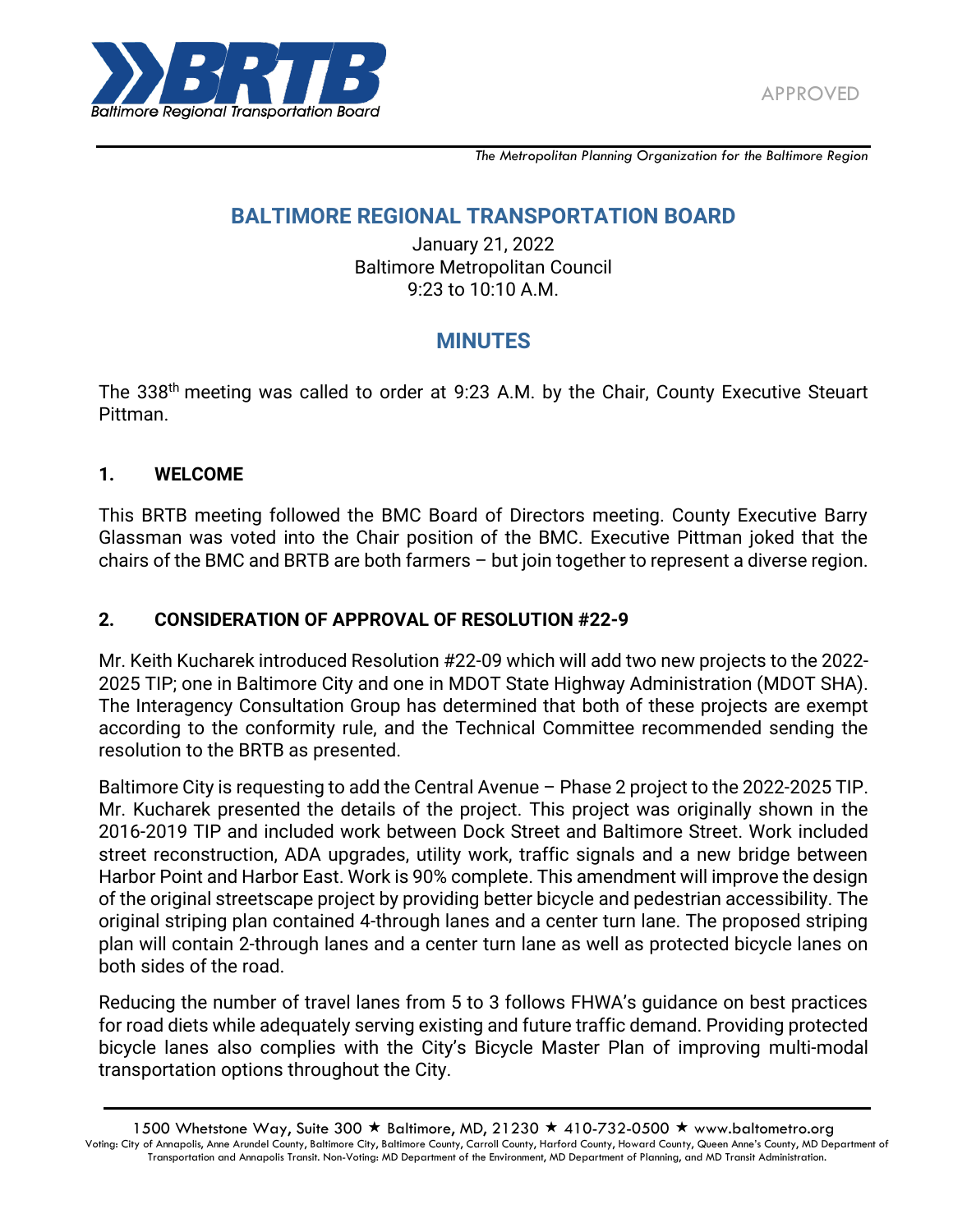APPROVED

*The Metropolitan Planning Organization for the Baltimore Region*

# BALTIMORE REGIONAL TRANSPORTATION BOARD

January 21, 2022
Baltimore Metropolitan Council
9:23 to 10:10 A.M.

## MINUTES

The 338th meeting was called to order at 9:23 A.M. by the Chair, County Executive Steuart Pittman.

### 1. WELCOME

This BRTB meeting followed the BMC Board of Directors meeting. County Executive Barry Glassman was voted into the Chair position of the BMC. Executive Pittman joked that the chairs of the BMC and BRTB are both farmers – but join together to represent a diverse region.

### 2. CONSIDERATION OF APPROVAL OF RESOLUTION #22-9

Mr. Keith Kucharek introduced Resolution #22-09 which will add two new projects to the 2022-2025 TIP; one in Baltimore City and one in MDOT State Highway Administration (MDOT SHA). The Interagency Consultation Group has determined that both of these projects are exempt according to the conformity rule, and the Technical Committee recommended sending the resolution to the BRTB as presented.

Baltimore City is requesting to add the Central Avenue – Phase 2 project to the 2022-2025 TIP. Mr. Kucharek presented the details of the project. This project was originally shown in the 2016-2019 TIP and included work between Dock Street and Baltimore Street. Work included street reconstruction, ADA upgrades, utility work, traffic signals and a new bridge between Harbor Point and Harbor East. Work is 90% complete. This amendment will improve the design of the original streetscape project by providing better bicycle and pedestrian accessibility. The original striping plan contained 4-through lanes and a center turn lane. The proposed striping plan will contain 2-through lanes and a center turn lane as well as protected bicycle lanes on both sides of the road.

Reducing the number of travel lanes from 5 to 3 follows FHWA's guidance on best practices for road diets while adequately serving existing and future traffic demand. Providing protected bicycle lanes also complies with the City's Bicycle Master Plan of improving multi-modal transportation options throughout the City.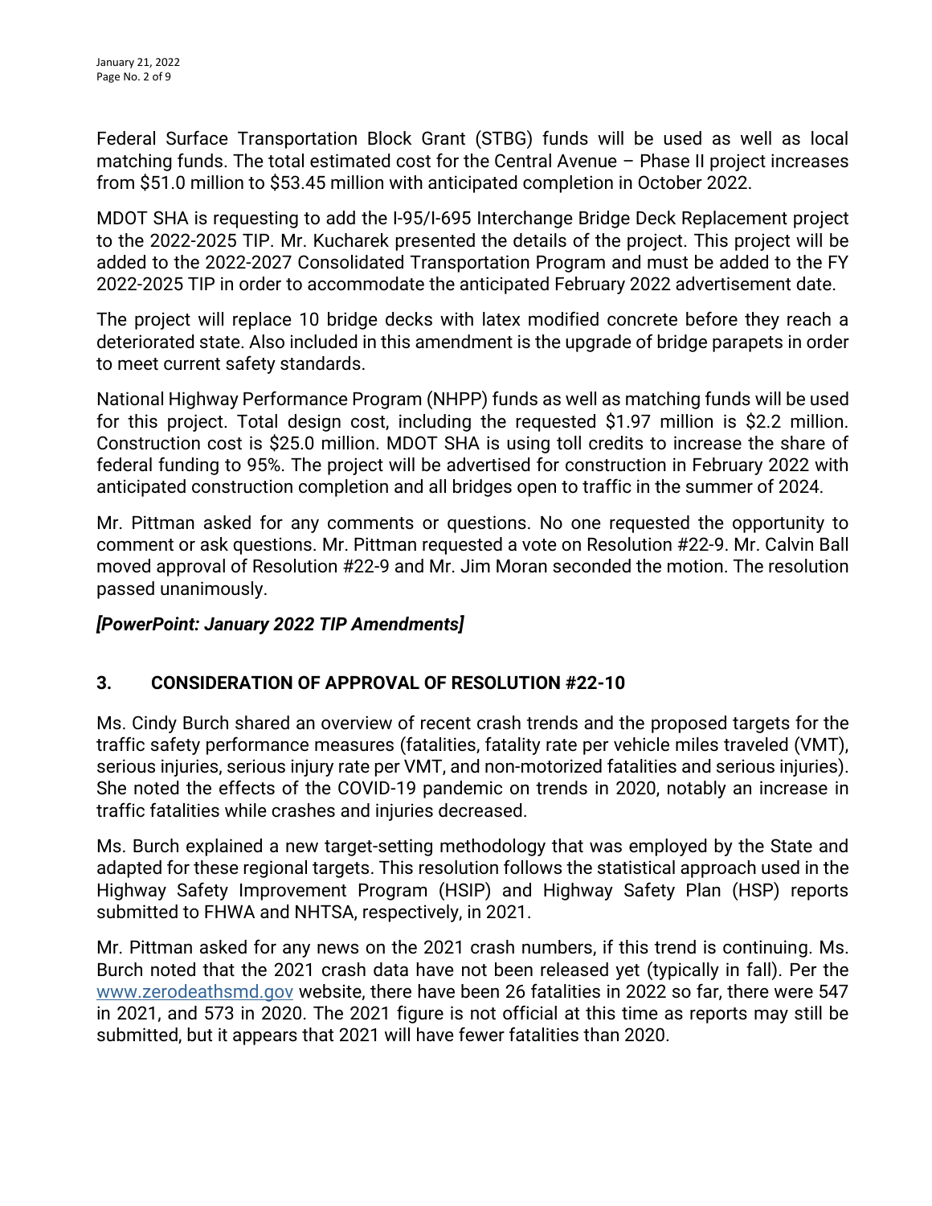Federal Surface Transportation Block Grant (STBG) funds will be used as well as local matching funds. The total estimated cost for the Central Avenue – Phase II project increases from $51.0 million to $53.45 million with anticipated completion in October 2022.

MDOT SHA is requesting to add the I-95/I-695 Interchange Bridge Deck Replacement project to the 2022-2025 TIP. Mr. Kucharek presented the details of the project. This project will be added to the 2022-2027 Consolidated Transportation Program and must be added to the FY 2022-2025 TIP in order to accommodate the anticipated February 2022 advertisement date.

The project will replace 10 bridge decks with latex modified concrete before they reach a deteriorated state. Also included in this amendment is the upgrade of bridge parapets in order to meet current safety standards.

National Highway Performance Program (NHPP) funds as well as matching funds will be used for this project. Total design cost, including the requested $1.97 million is $2.2 million. Construction cost is $25.0 million. MDOT SHA is using toll credits to increase the share of federal funding to 95%. The project will be advertised for construction in February 2022 with anticipated construction completion and all bridges open to traffic in the summer of 2024.

Mr. Pittman asked for any comments or questions. No one requested the opportunity to comment or ask questions. Mr. Pittman requested a vote on Resolution #22-9. Mr. Calvin Ball moved approval of Resolution #22-9 and Mr. Jim Moran seconded the motion. The resolution passed unanimously.

***[PowerPoint: January 2022 TIP Amendments]***

## 3. CONSIDERATION OF APPROVAL OF RESOLUTION #22-10

Ms. Cindy Burch shared an overview of recent crash trends and the proposed targets for the traffic safety performance measures (fatalities, fatality rate per vehicle miles traveled (VMT), serious injuries, serious injury rate per VMT, and non-motorized fatalities and serious injuries). She noted the effects of the COVID-19 pandemic on trends in 2020, notably an increase in traffic fatalities while crashes and injuries decreased.

Ms. Burch explained a new target-setting methodology that was employed by the State and adapted for these regional targets. This resolution follows the statistical approach used in the Highway Safety Improvement Program (HSIP) and Highway Safety Plan (HSP) reports submitted to FHWA and NHTSA, respectively, in 2021.

Mr. Pittman asked for any news on the 2021 crash numbers, if this trend is continuing. Ms. Burch noted that the 2021 crash data have not been released yet (typically in fall). Per the www.zerodeathsmd.gov website, there have been 26 fatalities in 2022 so far, there were 547 in 2021, and 573 in 2020. The 2021 figure is not official at this time as reports may still be submitted, but it appears that 2021 will have fewer fatalities than 2020.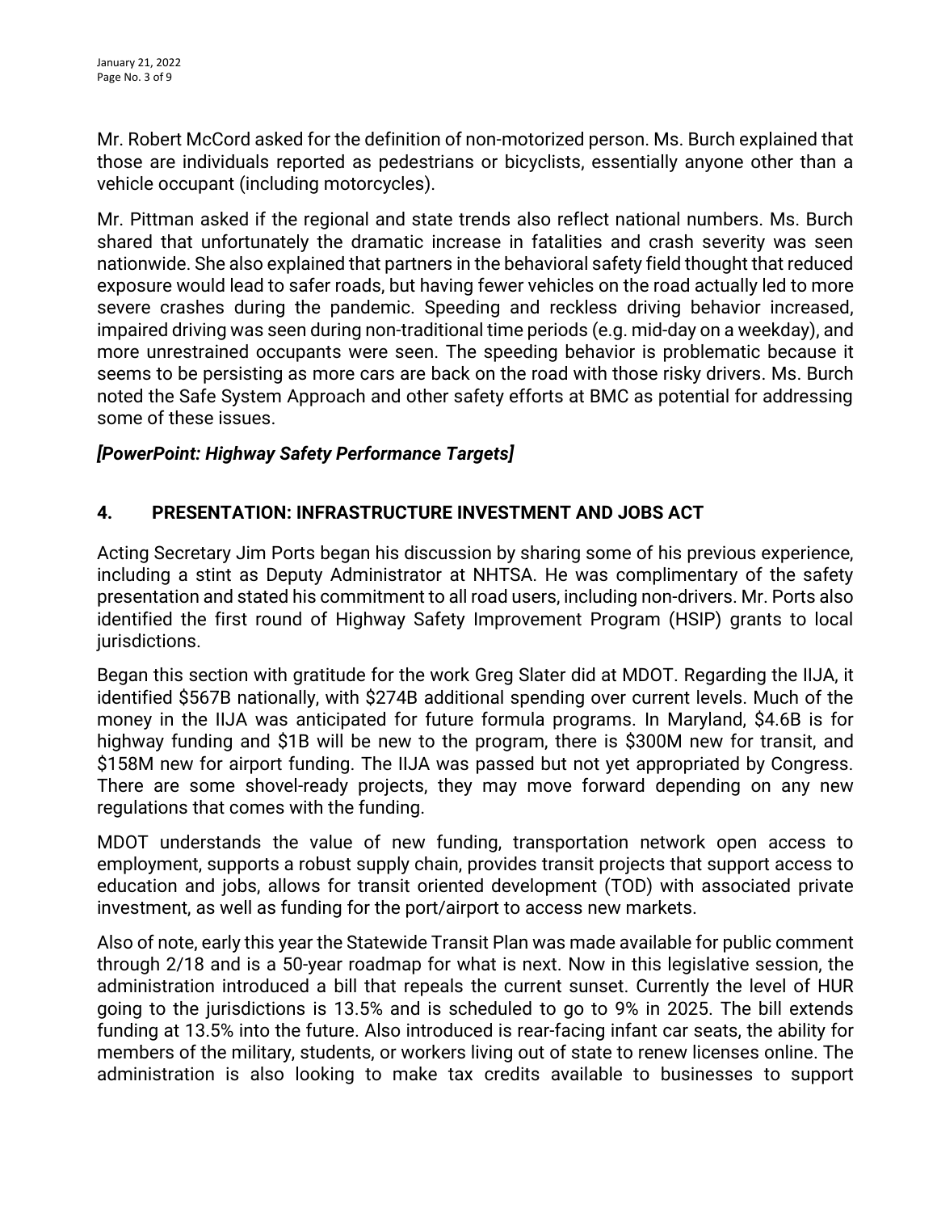Mr. Robert McCord asked for the definition of non-motorized person. Ms. Burch explained that those are individuals reported as pedestrians or bicyclists, essentially anyone other than a vehicle occupant (including motorcycles).

Mr. Pittman asked if the regional and state trends also reflect national numbers. Ms. Burch shared that unfortunately the dramatic increase in fatalities and crash severity was seen nationwide. She also explained that partners in the behavioral safety field thought that reduced exposure would lead to safer roads, but having fewer vehicles on the road actually led to more severe crashes during the pandemic. Speeding and reckless driving behavior increased, impaired driving was seen during non-traditional time periods (e.g. mid-day on a weekday), and more unrestrained occupants were seen. The speeding behavior is problematic because it seems to be persisting as more cars are back on the road with those risky drivers. Ms. Burch noted the Safe System Approach and other safety efforts at BMC as potential for addressing some of these issues.

***[PowerPoint: Highway Safety Performance Targets]***

## 4. PRESENTATION: INFRASTRUCTURE INVESTMENT AND JOBS ACT

Acting Secretary Jim Ports began his discussion by sharing some of his previous experience, including a stint as Deputy Administrator at NHTSA. He was complimentary of the safety presentation and stated his commitment to all road users, including non-drivers. Mr. Ports also identified the first round of Highway Safety Improvement Program (HSIP) grants to local jurisdictions.

Began this section with gratitude for the work Greg Slater did at MDOT. Regarding the IIJA, it identified $567B nationally, with $274B additional spending over current levels. Much of the money in the IIJA was anticipated for future formula programs. In Maryland, $4.6B is for highway funding and $1B will be new to the program, there is $300M new for transit, and $158M new for airport funding. The IIJA was passed but not yet appropriated by Congress. There are some shovel-ready projects, they may move forward depending on any new regulations that comes with the funding.

MDOT understands the value of new funding, transportation network open access to employment, supports a robust supply chain, provides transit projects that support access to education and jobs, allows for transit oriented development (TOD) with associated private investment, as well as funding for the port/airport to access new markets.

Also of note, early this year the Statewide Transit Plan was made available for public comment through 2/18 and is a 50-year roadmap for what is next. Now in this legislative session, the administration introduced a bill that repeals the current sunset. Currently the level of HUR going to the jurisdictions is 13.5% and is scheduled to go to 9% in 2025. The bill extends funding at 13.5% into the future. Also introduced is rear-facing infant car seats, the ability for members of the military, students, or workers living out of state to renew licenses online. The administration is also looking to make tax credits available to businesses to support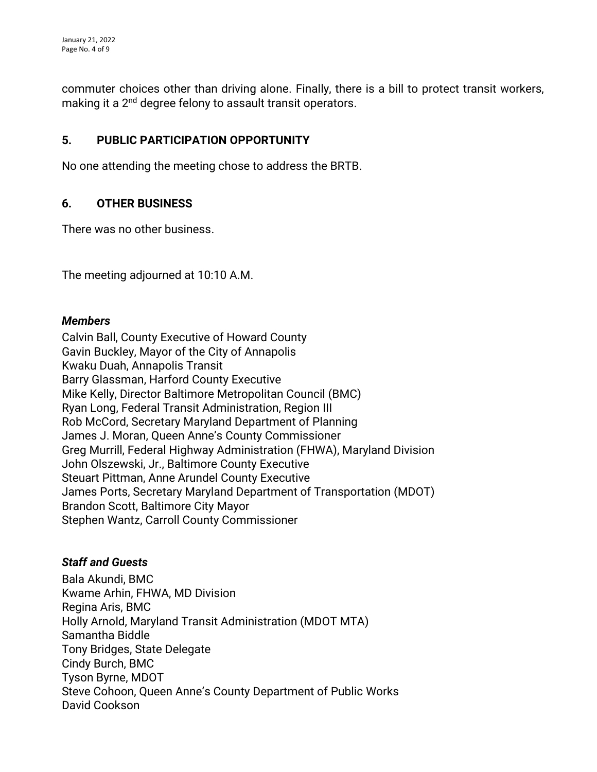commuter choices other than driving alone. Finally, there is a bill to protect transit workers, making it a 2nd degree felony to assault transit operators.

## 5. PUBLIC PARTICIPATION OPPORTUNITY

No one attending the meeting chose to address the BRTB.

## 6. OTHER BUSINESS

There was no other business.

The meeting adjourned at 10:10 A.M.

***Members***

Calvin Ball, County Executive of Howard County
Gavin Buckley, Mayor of the City of Annapolis
Kwaku Duah, Annapolis Transit
Barry Glassman, Harford County Executive
Mike Kelly, Director Baltimore Metropolitan Council (BMC)
Ryan Long, Federal Transit Administration, Region III
Rob McCord, Secretary Maryland Department of Planning
James J. Moran, Queen Anne's County Commissioner
Greg Murrill, Federal Highway Administration (FHWA), Maryland Division
John Olszewski, Jr., Baltimore County Executive
Steuart Pittman, Anne Arundel County Executive
James Ports, Secretary Maryland Department of Transportation (MDOT)
Brandon Scott, Baltimore City Mayor
Stephen Wantz, Carroll County Commissioner

***Staff and Guests***

Bala Akundi, BMC
Kwame Arhin, FHWA, MD Division
Regina Aris, BMC
Holly Arnold, Maryland Transit Administration (MDOT MTA)
Samantha Biddle
Tony Bridges, State Delegate
Cindy Burch, BMC
Tyson Byrne, MDOT
Steve Cohoon, Queen Anne's County Department of Public Works
David Cookson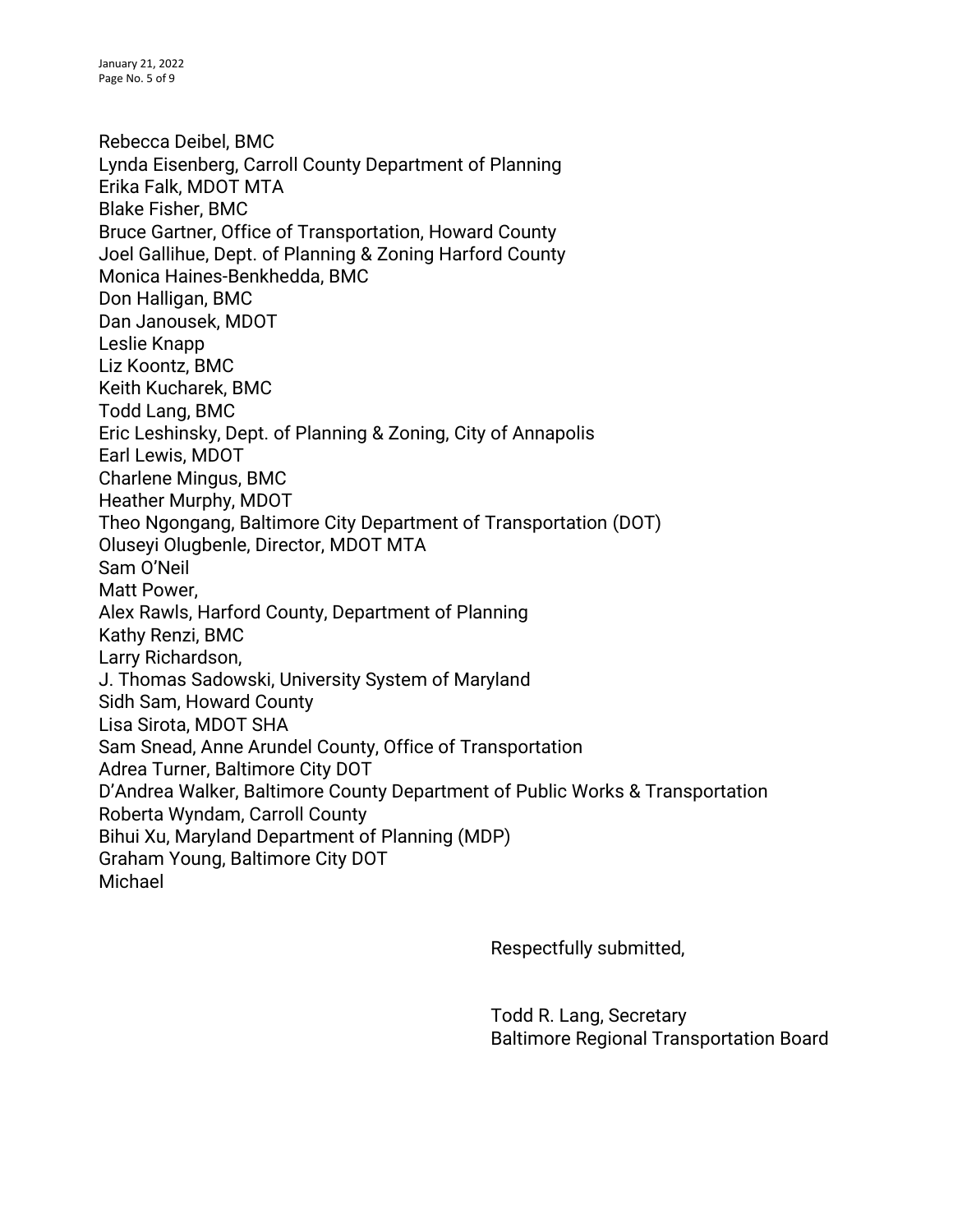Rebecca Deibel, BMC
Lynda Eisenberg, Carroll County Department of Planning
Erika Falk, MDOT MTA
Blake Fisher, BMC
Bruce Gartner, Office of Transportation, Howard County
Joel Gallihue, Dept. of Planning & Zoning Harford County
Monica Haines-Benkhedda, BMC
Don Halligan, BMC
Dan Janousek, MDOT
Leslie Knapp
Liz Koontz, BMC
Keith Kucharek, BMC
Todd Lang, BMC
Eric Leshinsky, Dept. of Planning & Zoning, City of Annapolis
Earl Lewis, MDOT
Charlene Mingus, BMC
Heather Murphy, MDOT
Theo Ngongang, Baltimore City Department of Transportation (DOT)
Oluseyi Olugbenle, Director, MDOT MTA
Sam O'Neil
Matt Power,
Alex Rawls, Harford County, Department of Planning
Kathy Renzi, BMC
Larry Richardson,
J. Thomas Sadowski, University System of Maryland
Sidh Sam, Howard County
Lisa Sirota, MDOT SHA
Sam Snead, Anne Arundel County, Office of Transportation
Adrea Turner, Baltimore City DOT
D'Andrea Walker, Baltimore County Department of Public Works & Transportation
Roberta Wyndam, Carroll County
Bihui Xu, Maryland Department of Planning (MDP)
Graham Young, Baltimore City DOT
Michael

Respectfully submitted,

Todd R. Lang, Secretary
Baltimore Regional Transportation Board